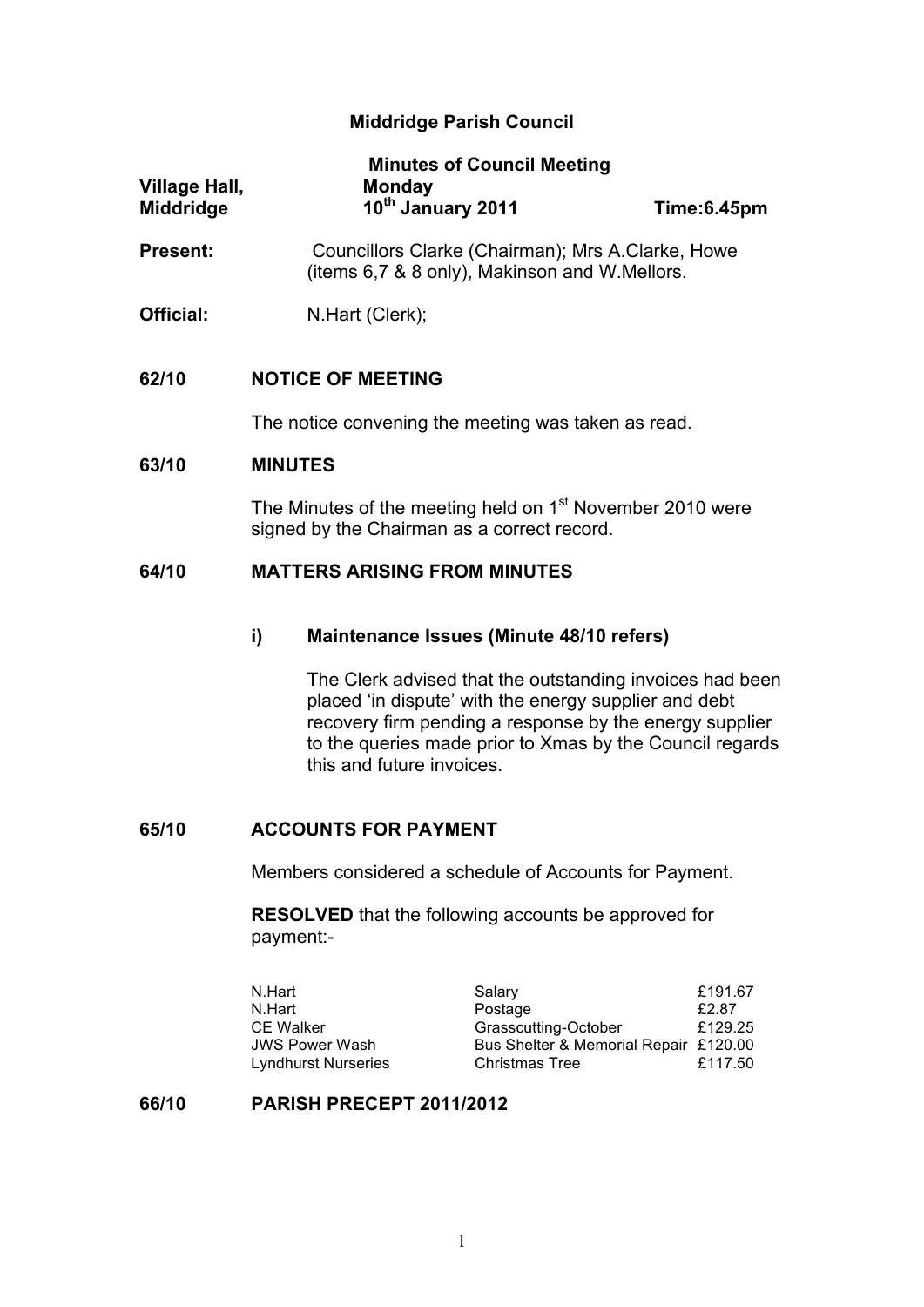# Middridge Parish Council

## Minutes of Council Meeting

| Village Hall, Middridge | Monday 10th January 2011 | Time:6.45pm |
|---|---|---|

**Present:** Councillors Clarke (Chairman); Mrs A.Clarke, Howe (items 6,7 & 8 only), Makinson and W.Mellors.

**Official:** N.Hart (Clerk);

### 62/10 NOTICE OF MEETING

The notice convening the meeting was taken as read.

### 63/10 MINUTES

The Minutes of the meeting held on 1st November 2010 were signed by the Chairman as a correct record.

### 64/10 MATTERS ARISING FROM MINUTES

**i) Maintenance Issues (Minute 48/10 refers)**

The Clerk advised that the outstanding invoices had been placed 'in dispute' with the energy supplier and debt recovery firm pending a response by the energy supplier to the queries made prior to Xmas by the Council regards this and future invoices.

### 65/10 ACCOUNTS FOR PAYMENT

Members considered a schedule of Accounts for Payment.

**RESOLVED** that the following accounts be approved for payment:-

| | | |
|---|---|---|
| N.Hart | Salary | £191.67 |
| N.Hart | Postage | £2.87 |
| CE Walker | Grasscutting-October | £129.25 |
| JWS Power Wash | Bus Shelter & Memorial Repair | £120.00 |
| Lyndhurst Nurseries | Christmas Tree | £117.50 |

### 66/10 PARISH PRECEPT 2011/2012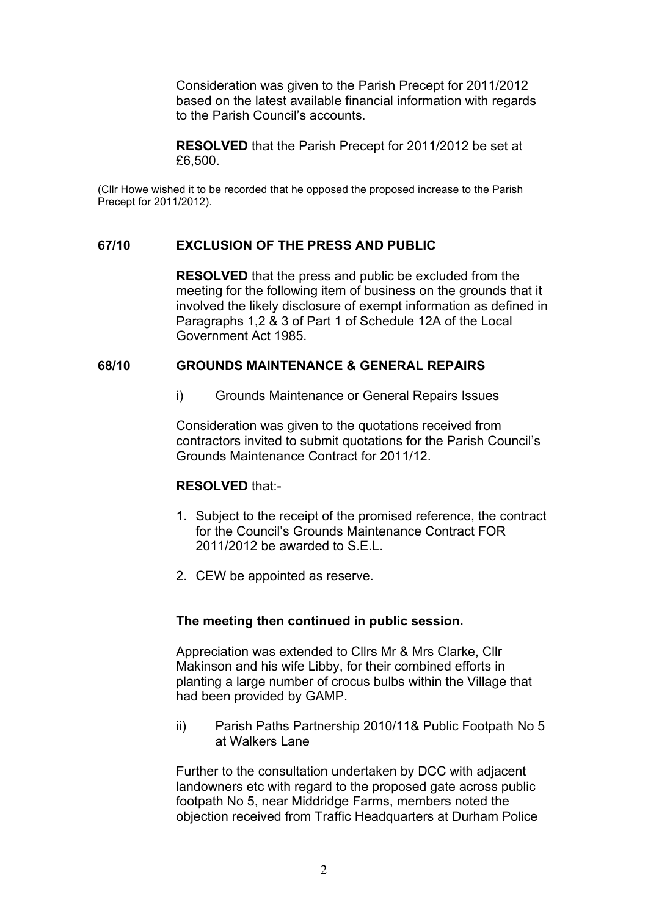Consideration was given to the Parish Precept for 2011/2012 based on the latest available financial information with regards to the Parish Council's accounts.

**RESOLVED** that the Parish Precept for 2011/2012 be set at £6,500.

(Cllr Howe wished it to be recorded that he opposed the proposed increase to the Parish Precept for 2011/2012).

## 67/10 EXCLUSION OF THE PRESS AND PUBLIC

**RESOLVED** that the press and public be excluded from the meeting for the following item of business on the grounds that it involved the likely disclosure of exempt information as defined in Paragraphs 1,2 & 3 of Part 1 of Schedule 12A of the Local Government Act 1985.

## 68/10 GROUNDS MAINTENANCE & GENERAL REPAIRS

i) Grounds Maintenance or General Repairs Issues

Consideration was given to the quotations received from contractors invited to submit quotations for the Parish Council's Grounds Maintenance Contract for 2011/12.

**RESOLVED** that:-

1. Subject to the receipt of the promised reference, the contract for the Council's Grounds Maintenance Contract FOR 2011/2012 be awarded to S.E.L.
2. CEW be appointed as reserve.

**The meeting then continued in public session.**

Appreciation was extended to Cllrs Mr & Mrs Clarke, Cllr Makinson and his wife Libby, for their combined efforts in planting a large number of crocus bulbs within the Village that had been provided by GAMP.

ii) Parish Paths Partnership 2010/11& Public Footpath No 5 at Walkers Lane

Further to the consultation undertaken by DCC with adjacent landowners etc with regard to the proposed gate across public footpath No 5, near Middridge Farms, members noted the objection received from Traffic Headquarters at Durham Police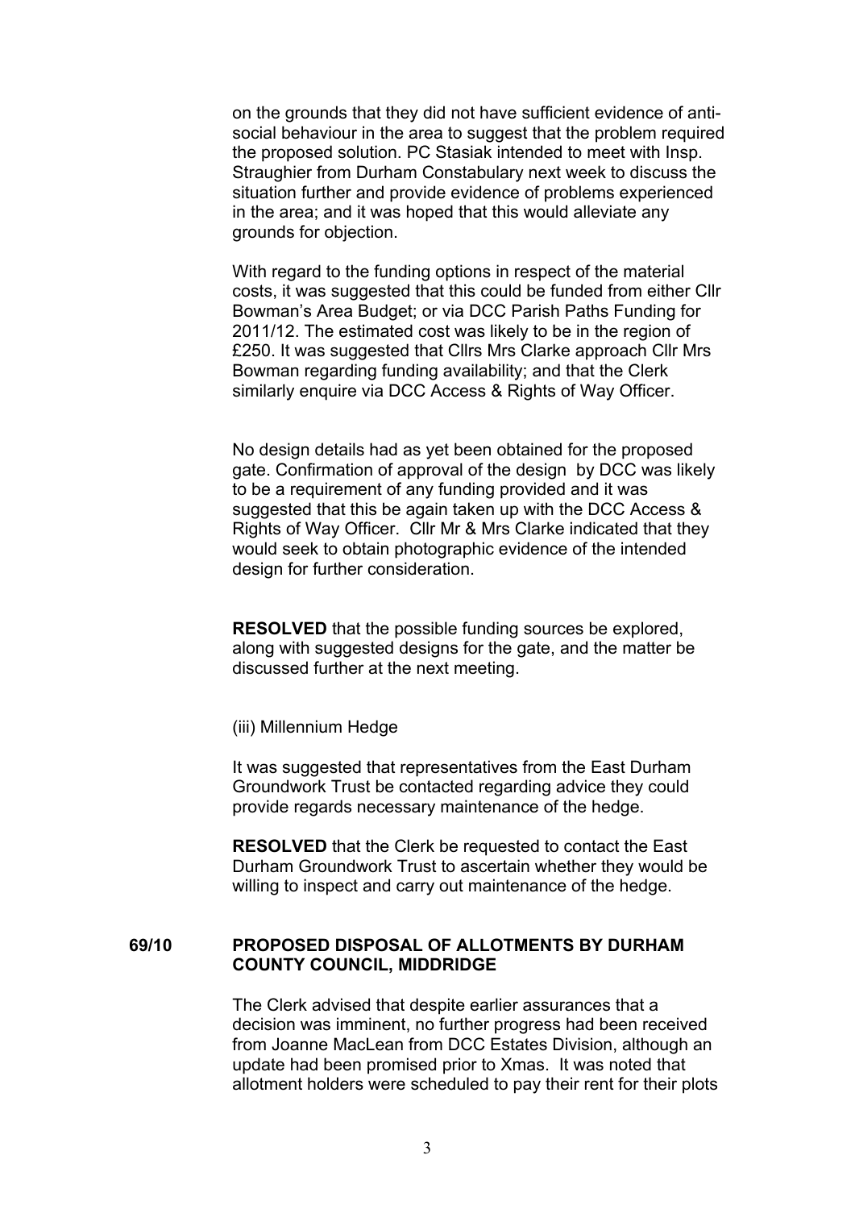on the grounds that they did not have sufficient evidence of anti-social behaviour in the area to suggest that the problem required the proposed solution. PC Stasiak intended to meet with Insp. Straughier from Durham Constabulary next week to discuss the situation further and provide evidence of problems experienced in the area; and it was hoped that this would alleviate any grounds for objection.

With regard to the funding options in respect of the material costs, it was suggested that this could be funded from either Cllr Bowman's Area Budget; or via DCC Parish Paths Funding for 2011/12. The estimated cost was likely to be in the region of £250. It was suggested that Cllrs Mrs Clarke approach Cllr Mrs Bowman regarding funding availability; and that the Clerk similarly enquire via DCC Access & Rights of Way Officer.

No design details had as yet been obtained for the proposed gate. Confirmation of approval of the design by DCC was likely to be a requirement of any funding provided and it was suggested that this be again taken up with the DCC Access & Rights of Way Officer. Cllr Mr & Mrs Clarke indicated that they would seek to obtain photographic evidence of the intended design for further consideration.

**RESOLVED** that the possible funding sources be explored, along with suggested designs for the gate, and the matter be discussed further at the next meeting.

(iii) Millennium Hedge

It was suggested that representatives from the East Durham Groundwork Trust be contacted regarding advice they could provide regards necessary maintenance of the hedge.

**RESOLVED** that the Clerk be requested to contact the East Durham Groundwork Trust to ascertain whether they would be willing to inspect and carry out maintenance of the hedge.

**69/10 PROPOSED DISPOSAL OF ALLOTMENTS BY DURHAM COUNTY COUNCIL, MIDDRIDGE**

The Clerk advised that despite earlier assurances that a decision was imminent, no further progress had been received from Joanne MacLean from DCC Estates Division, although an update had been promised prior to Xmas. It was noted that allotment holders were scheduled to pay their rent for their plots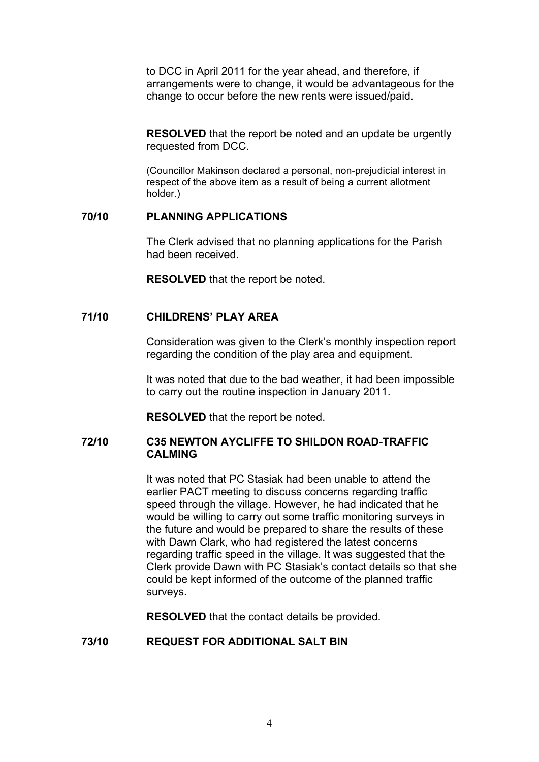to DCC in April 2011 for the year ahead, and therefore, if arrangements were to change, it would be advantageous for the change to occur before the new rents were issued/paid.

**RESOLVED** that the report be noted and an update be urgently requested from DCC.

(Councillor Makinson declared a personal, non-prejudicial interest in respect of the above item as a result of being a current allotment holder.)

## 70/10 PLANNING APPLICATIONS

The Clerk advised that no planning applications for the Parish had been received.

**RESOLVED** that the report be noted.

## 71/10 CHILDRENS' PLAY AREA

Consideration was given to the Clerk's monthly inspection report regarding the condition of the play area and equipment.

It was noted that due to the bad weather, it had been impossible to carry out the routine inspection in January 2011.

**RESOLVED** that the report be noted.

## 72/10 C35 NEWTON AYCLIFFE TO SHILDON ROAD-TRAFFIC CALMING

It was noted that PC Stasiak had been unable to attend the earlier PACT meeting to discuss concerns regarding traffic speed through the village. However, he had indicated that he would be willing to carry out some traffic monitoring surveys in the future and would be prepared to share the results of these with Dawn Clark, who had registered the latest concerns regarding traffic speed in the village. It was suggested that the Clerk provide Dawn with PC Stasiak's contact details so that she could be kept informed of the outcome of the planned traffic surveys.

**RESOLVED** that the contact details be provided.

## 73/10 REQUEST FOR ADDITIONAL SALT BIN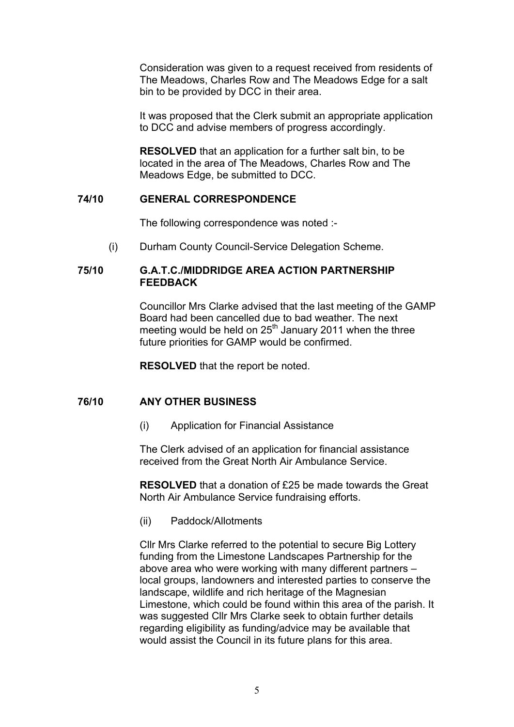Consideration was given to a request received from residents of The Meadows, Charles Row and The Meadows Edge for a salt bin to be provided by DCC in their area.

It was proposed that the Clerk submit an appropriate application to DCC and advise members of progress accordingly.

**RESOLVED** that an application for a further salt bin, to be located in the area of The Meadows, Charles Row and The Meadows Edge, be submitted to DCC.

## 74/10 GENERAL CORRESPONDENCE

The following correspondence was noted :-

(i) Durham County Council-Service Delegation Scheme.

## 75/10 G.A.T.C./MIDDRIDGE AREA ACTION PARTNERSHIP FEEDBACK

Councillor Mrs Clarke advised that the last meeting of the GAMP Board had been cancelled due to bad weather. The next meeting would be held on 25th January 2011 when the three future priorities for GAMP would be confirmed.

**RESOLVED** that the report be noted.

## 76/10 ANY OTHER BUSINESS

(i) Application for Financial Assistance

The Clerk advised of an application for financial assistance received from the Great North Air Ambulance Service.

**RESOLVED** that a donation of £25 be made towards the Great North Air Ambulance Service fundraising efforts.

(ii) Paddock/Allotments

Cllr Mrs Clarke referred to the potential to secure Big Lottery funding from the Limestone Landscapes Partnership for the above area who were working with many different partners – local groups, landowners and interested parties to conserve the landscape, wildlife and rich heritage of the Magnesian Limestone, which could be found within this area of the parish. It was suggested Cllr Mrs Clarke seek to obtain further details regarding eligibility as funding/advice may be available that would assist the Council in its future plans for this area.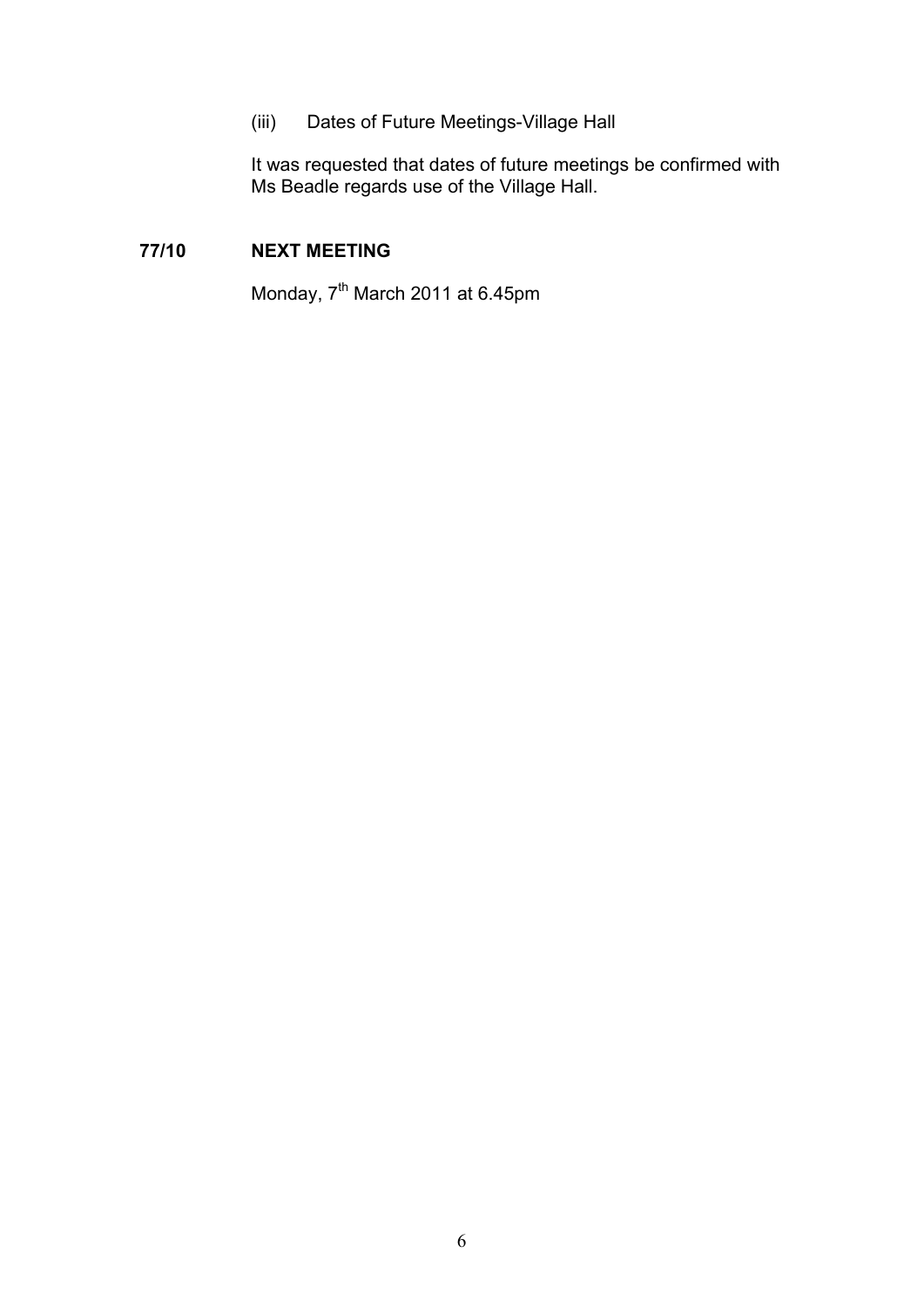(iii) Dates of Future Meetings-Village Hall

It was requested that dates of future meetings be confirmed with Ms Beadle regards use of the Village Hall.

**77/10 NEXT MEETING**

Monday, 7th March 2011 at 6.45pm